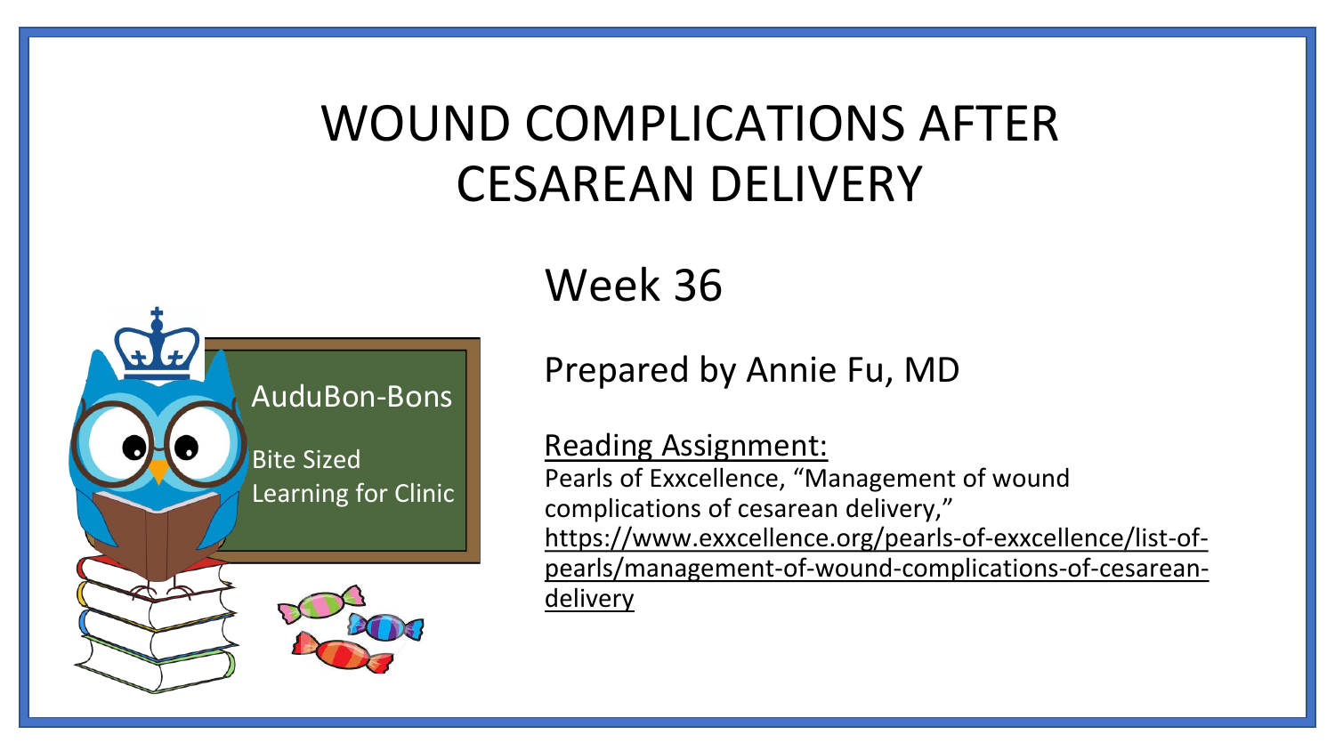# WOUND COMPLICATIONS AFTER CESAREAN DELIVERY

AuduBon-Bons

Bite Sized Learning for Clinic

## Week 36

Prepared by Annie Fu, MD

Reading Assignment:

Pearls of Exxcellence, "Management of wound complications of cesarean delivery," https://www.exxcellence.org/pearls-of-exxcellence/list-of-pearls/management-of-wound-complications-of-cesarean-delivery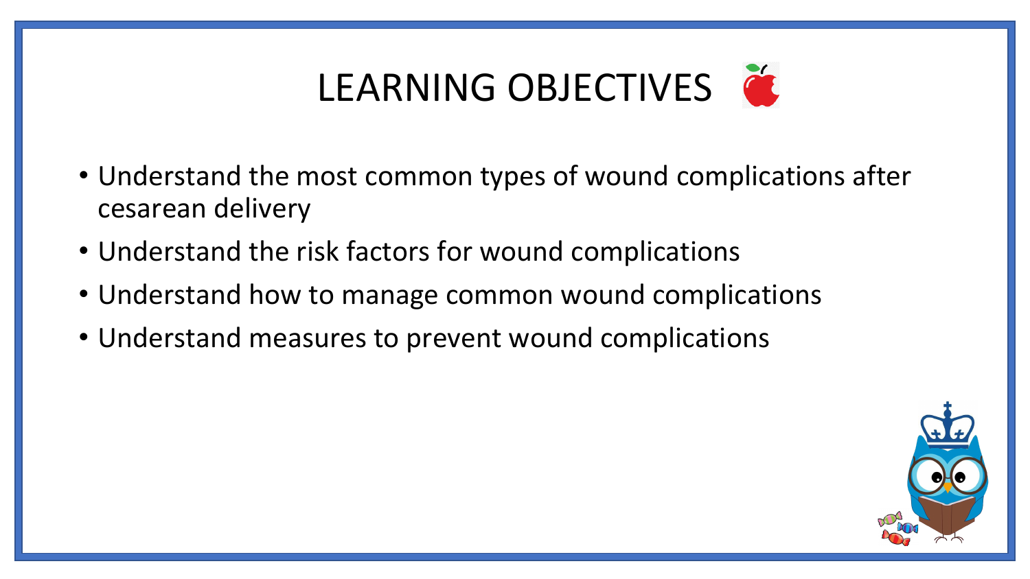# LEARNING OBJECTIVES

- Understand the most common types of wound complications after cesarean delivery
- Understand the risk factors for wound complications
- Understand how to manage common wound complications
- Understand measures to prevent wound complications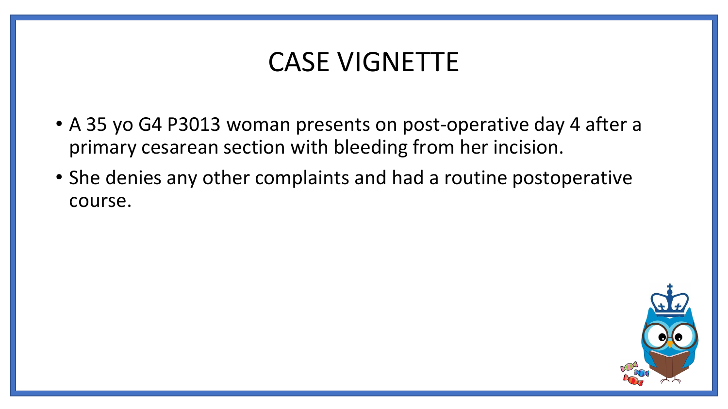# CASE VIGNETTE

- A 35 yo G4 P3013 woman presents on post-operative day 4 after a primary cesarean section with bleeding from her incision.
- She denies any other complaints and had a routine postoperative course.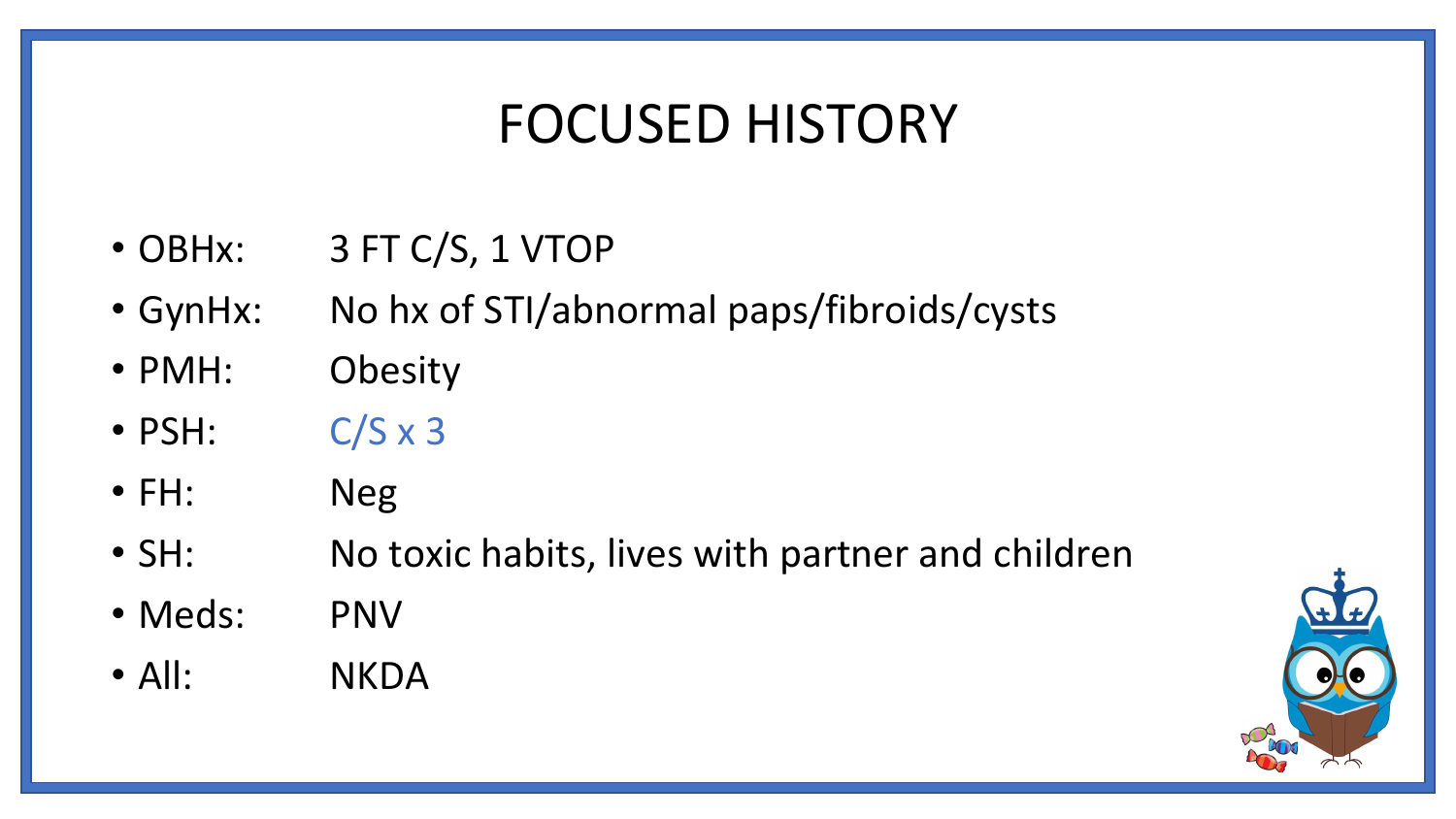# FOCUSED HISTORY

- OBHx: 3 FT C/S, 1 VTOP
- GynHx: No hx of STI/abnormal paps/fibroids/cysts
- PMH: Obesity
- PSH: C/S x 3
- FH: Neg
- SH: No toxic habits, lives with partner and children
- Meds: PNV
- All: NKDA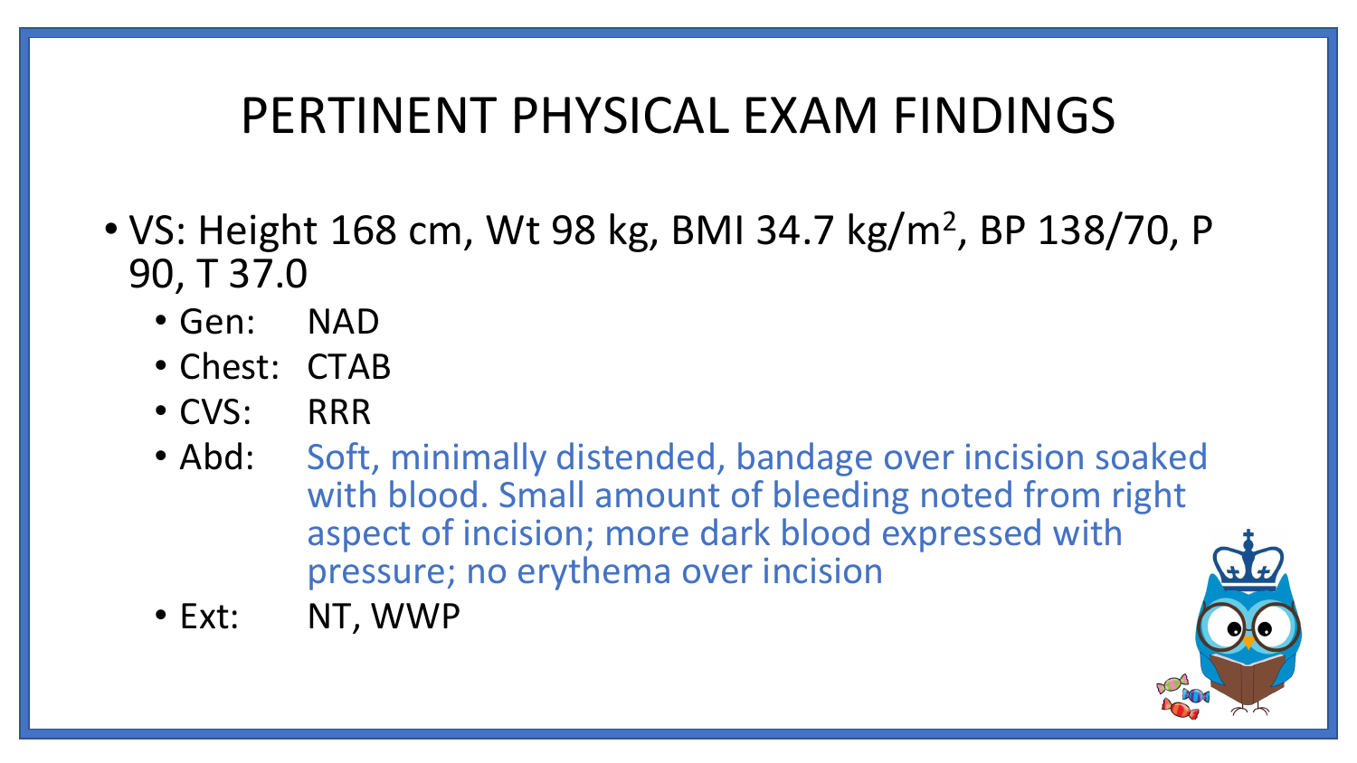# PERTINENT PHYSICAL EXAM FINDINGS

- VS: Height 168 cm, Wt 98 kg, BMI 34.7 kg/m$^2$, BP 138/70, P 90, T 37.0
  - Gen: NAD
  - Chest: CTAB
  - CVS: RRR
  - Abd: Soft, minimally distended, bandage over incision soaked with blood. Small amount of bleeding noted from right aspect of incision; more dark blood expressed with pressure; no erythema over incision
  - Ext: NT, WWP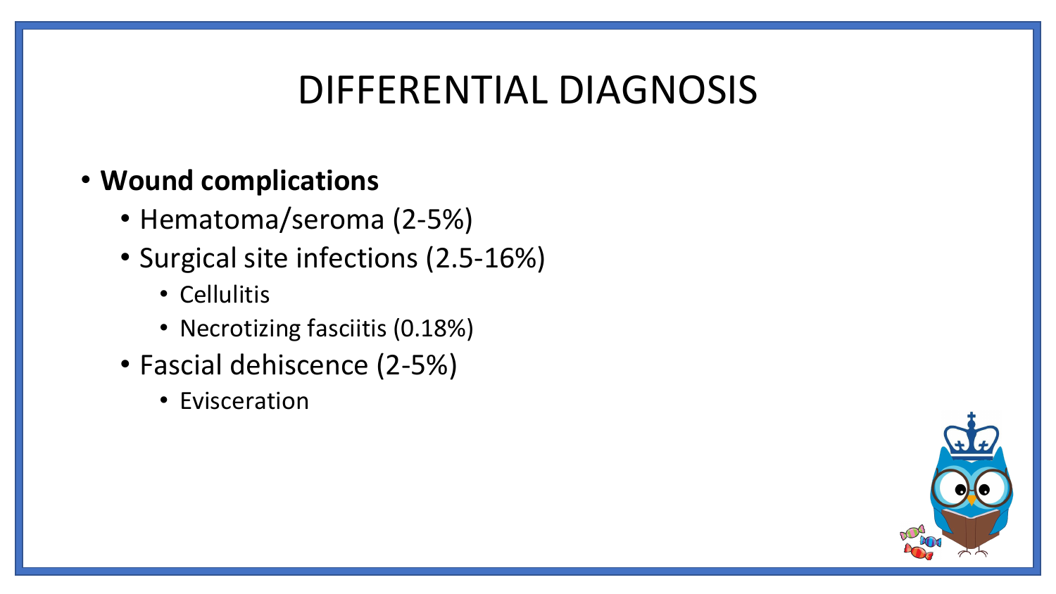# DIFFERENTIAL DIAGNOSIS

- **Wound complications**
  - Hematoma/seroma (2-5%)
  - Surgical site infections (2.5-16%)
    - Cellulitis
    - Necrotizing fasciitis (0.18%)
  - Fascial dehiscence (2-5%)
    - Evisceration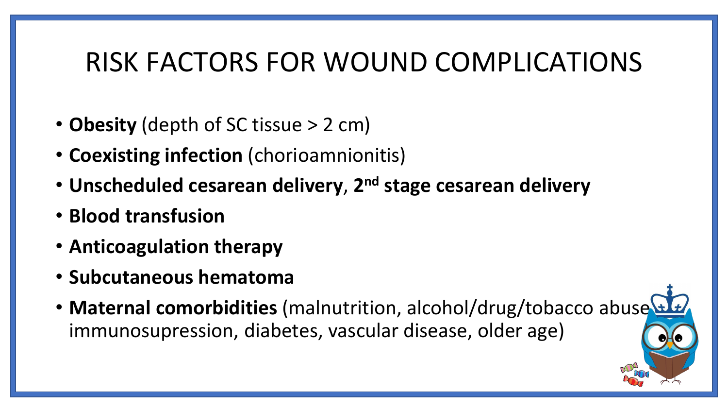# RISK FACTORS FOR WOUND COMPLICATIONS

- **Obesity** (depth of SC tissue > 2 cm)
- **Coexisting infection** (chorioamnionitis)
- **Unscheduled cesarean delivery**, **2nd stage cesarean delivery**
- **Blood transfusion**
- **Anticoagulation therapy**
- **Subcutaneous hematoma**
- **Maternal comorbidities** (malnutrition, alcohol/drug/tobacco abuse, immunosupression, diabetes, vascular disease, older age)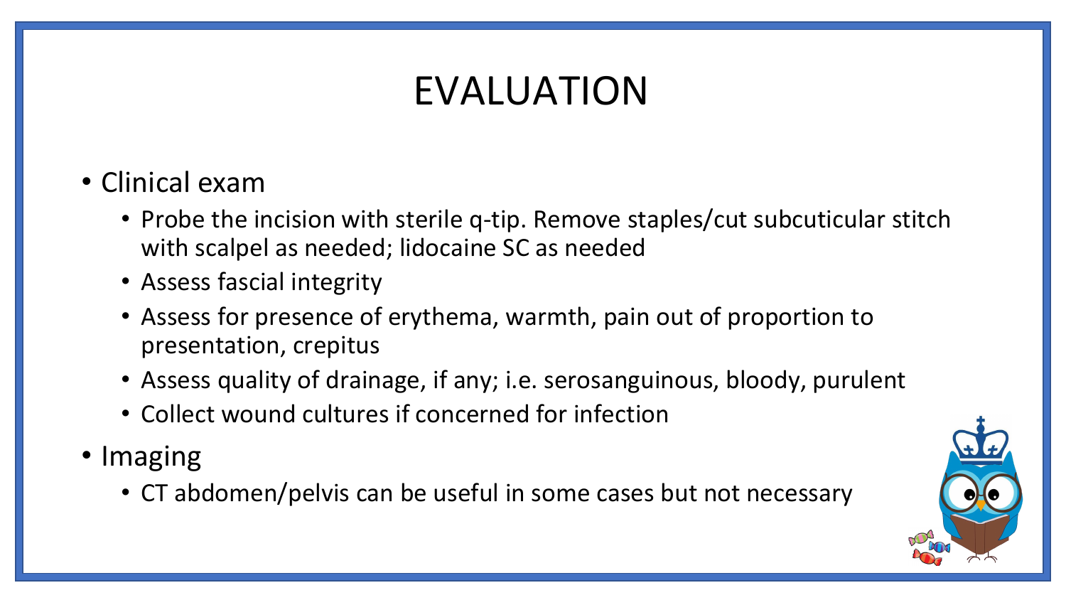# EVALUATION

- Clinical exam
  - Probe the incision with sterile q-tip. Remove staples/cut subcuticular stitch with scalpel as needed; lidocaine SC as needed
  - Assess fascial integrity
  - Assess for presence of erythema, warmth, pain out of proportion to presentation, crepitus
  - Assess quality of drainage, if any; i.e. serosanguinous, bloody, purulent
  - Collect wound cultures if concerned for infection
- Imaging
  - CT abdomen/pelvis can be useful in some cases but not necessary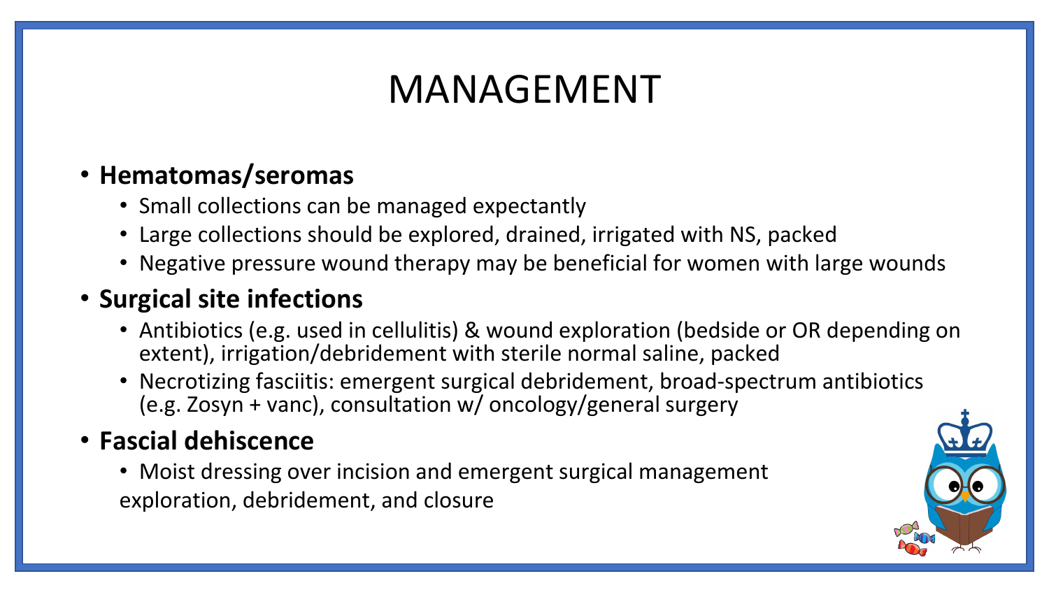# MANAGEMENT

- **Hematomas/seromas**
  - Small collections can be managed expectantly
  - Large collections should be explored, drained, irrigated with NS, packed
  - Negative pressure wound therapy may be beneficial for women with large wounds
- **Surgical site infections**
  - Antibiotics (e.g. used in cellulitis) & wound exploration (bedside or OR depending on extent), irrigation/debridement with sterile normal saline, packed
  - Necrotizing fasciitis: emergent surgical debridement, broad-spectrum antibiotics (e.g. Zosyn + vanc), consultation w/ oncology/general surgery
- **Fascial dehiscence**
  - Moist dressing over incision and emergent surgical management exploration, debridement, and closure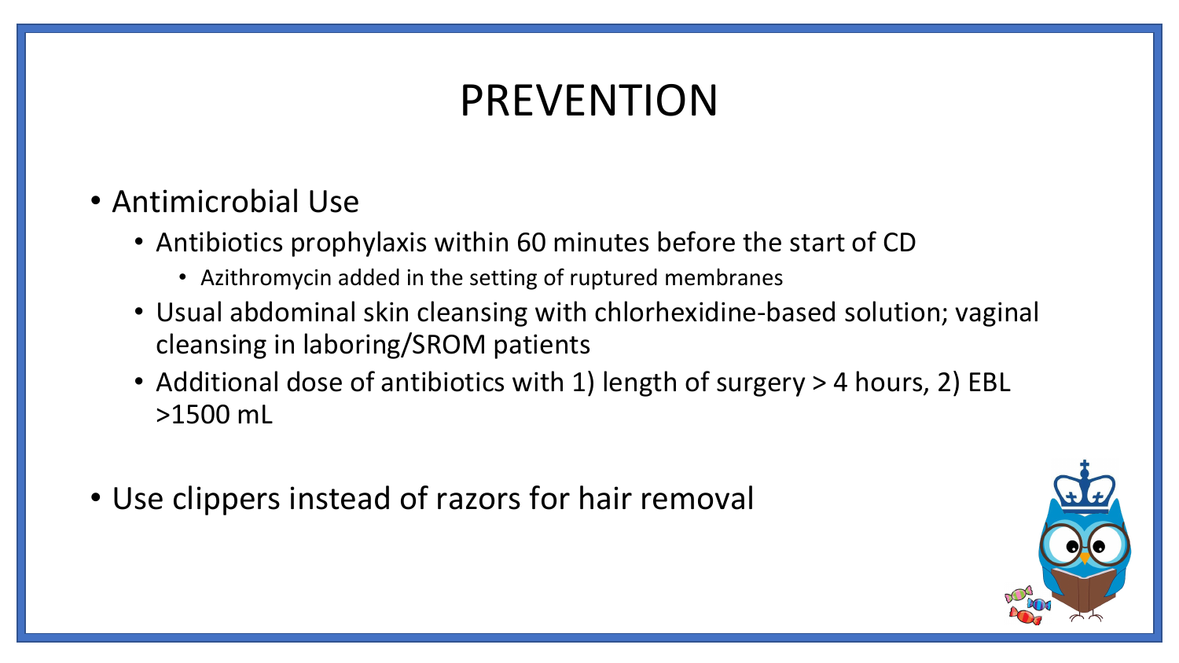# PREVENTION

- Antimicrobial Use
  - Antibiotics prophylaxis within 60 minutes before the start of CD
    - Azithromycin added in the setting of ruptured membranes
  - Usual abdominal skin cleansing with chlorhexidine-based solution; vaginal cleansing in laboring/SROM patients
  - Additional dose of antibiotics with 1) length of surgery > 4 hours, 2) EBL >1500 mL
- Use clippers instead of razors for hair removal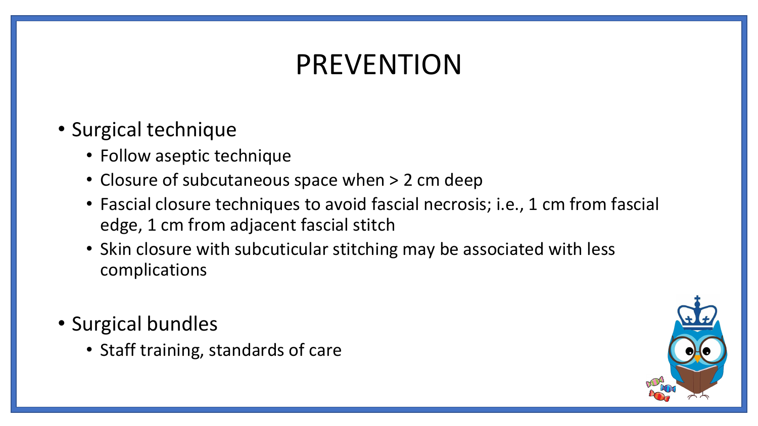# PREVENTION

- Surgical technique
  - Follow aseptic technique
  - Closure of subcutaneous space when > 2 cm deep
  - Fascial closure techniques to avoid fascial necrosis; i.e., 1 cm from fascial edge, 1 cm from adjacent fascial stitch
  - Skin closure with subcuticular stitching may be associated with less complications
- Surgical bundles
  - Staff training, standards of care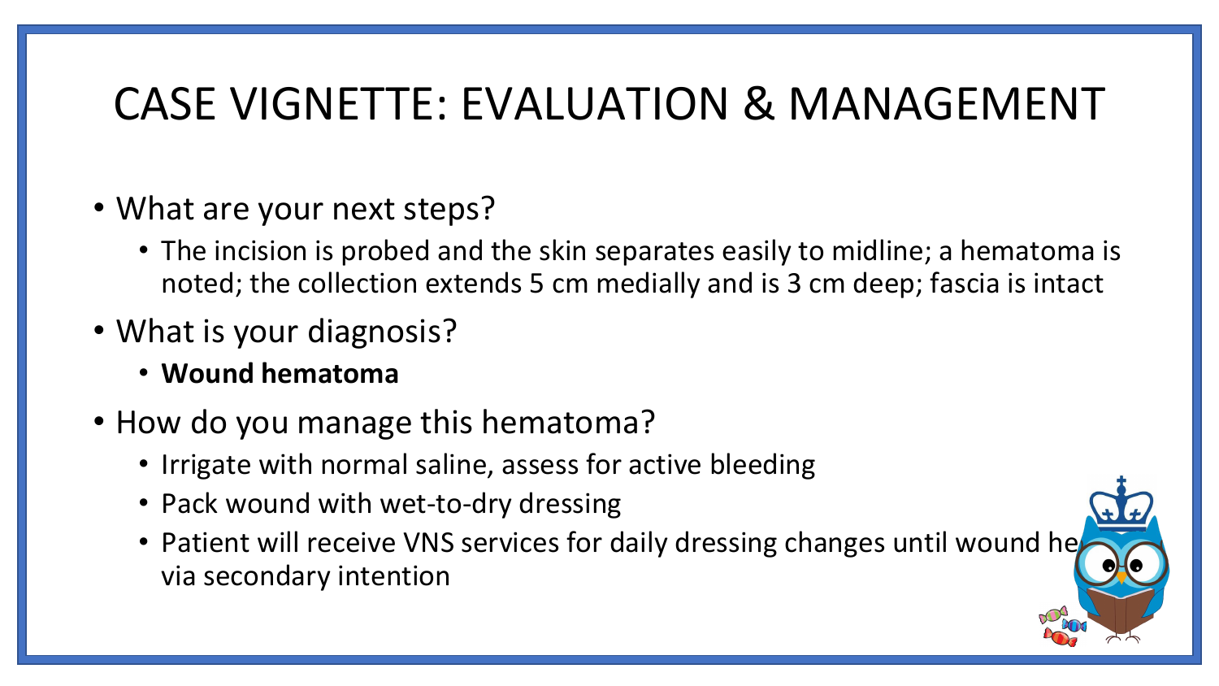# CASE VIGNETTE: EVALUATION & MANAGEMENT

- What are your next steps?
  - The incision is probed and the skin separates easily to midline; a hematoma is noted; the collection extends 5 cm medially and is 3 cm deep; fascia is intact
- What is your diagnosis?
  - **Wound hematoma**
- How do you manage this hematoma?
  - Irrigate with normal saline, assess for active bleeding
  - Pack wound with wet-to-dry dressing
  - Patient will receive VNS services for daily dressing changes until wound heals via secondary intention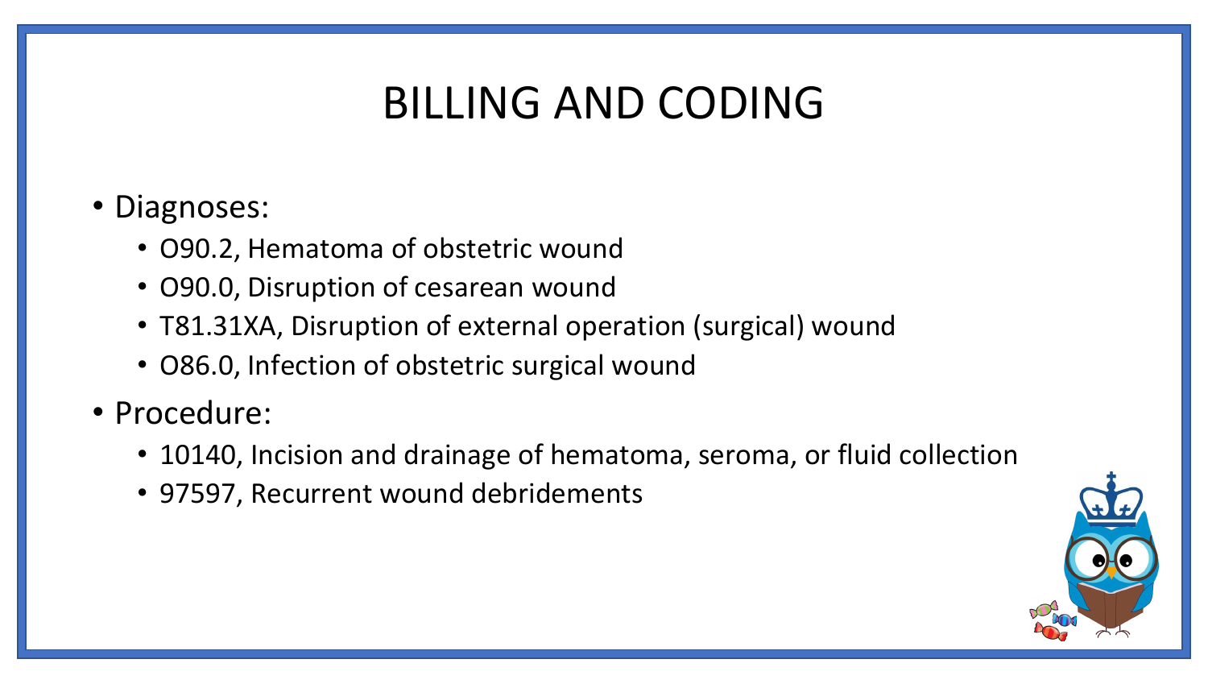# BILLING AND CODING

- Diagnoses:
  - O90.2, Hematoma of obstetric wound
  - O90.0, Disruption of cesarean wound
  - T81.31XA, Disruption of external operation (surgical) wound
  - O86.0, Infection of obstetric surgical wound
- Procedure:
  - 10140, Incision and drainage of hematoma, seroma, or fluid collection
  - 97597, Recurrent wound debridements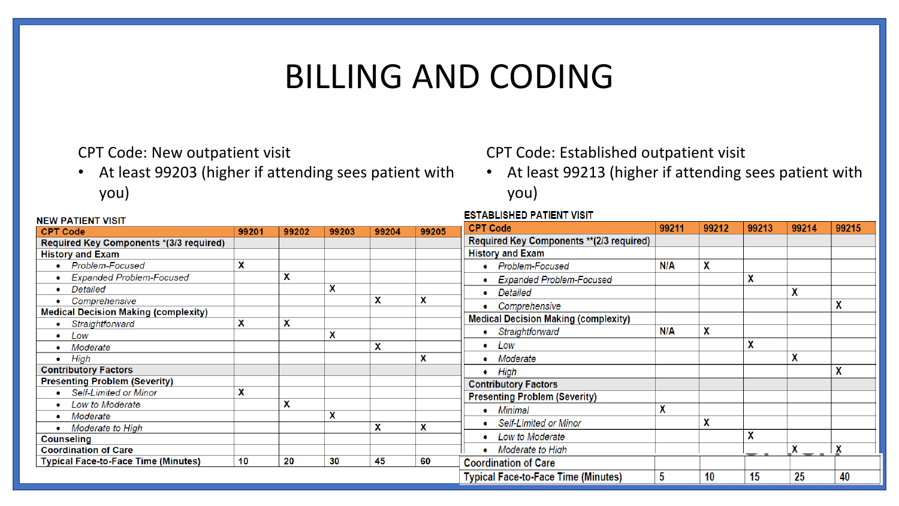# BILLING AND CODING

CPT Code: New outpatient visit

- At least 99203 (higher if attending sees patient with you)

CPT Code: Established outpatient visit

- At least 99213 (higher if attending sees patient with you)

**NEW PATIENT VISIT**

| CPT Code | 99201 | 99202 | 99203 | 99204 | 99205 |
|---|---|---|---|---|---|
| **Required Key Components *(3/3 required)** | | | | | |
| **History and Exam** | | | | | |
| • *Problem-Focused* | X | | | | |
| • *Expanded Problem-Focused* | | X | | | |
| • *Detailed* | | | X | | |
| • *Comprehensive* | | | | X | X |
| **Medical Decision Making (complexity)** | | | | | |
| • *Straightforward* | X | X | | | |
| • *Low* | | | X | | |
| • *Moderate* | | | | X | |
| • *High* | | | | | X |
| **Contributory Factors** | | | | | |
| **Presenting Problem (Severity)** | | | | | |
| • *Self-Limited or Minor* | X | | | | |
| • *Low to Moderate* | | X | | | |
| • *Moderate* | | | X | | |
| • *Moderate to High* | | | | X | X |
| **Counseling** | | | | | |
| **Coordination of Care** | | | | | |
| **Typical Face-to-Face Time (Minutes)** | 10 | 20 | 30 | 45 | 60 |

**ESTABLISHED PATIENT VISIT**

| CPT Code | 99211 | 99212 | 99213 | 99214 | 99215 |
|---|---|---|---|---|---|
| **Required Key Components **(2/3 required)** | | | | | |
| **History and Exam** | | | | | |
| • *Problem-Focused* | N/A | X | | | |
| • *Expanded Problem-Focused* | | | X | | |
| • *Detailed* | | | | X | |
| • *Comprehensive* | | | | | X |
| **Medical Decision Making (complexity)** | | | | | |
| • *Straightforward* | N/A | X | | | |
| • *Low* | | | X | | |
| • *Moderate* | | | | X | |
| • *High* | | | | | X |
| **Contributory Factors** | | | | | |
| **Presenting Problem (Severity)** | | | | | |
| • *Minimal* | X | | | | |
| • *Self-Limited or Minor* | | X | | | |
| • *Low to Moderate* | | | X | | |
| • *Moderate to High* | | | | X | X |
| **Coordination of Care** | | | | | |
| **Typical Face-to-Face Time (Minutes)** | 5 | 10 | 15 | 25 | 40 |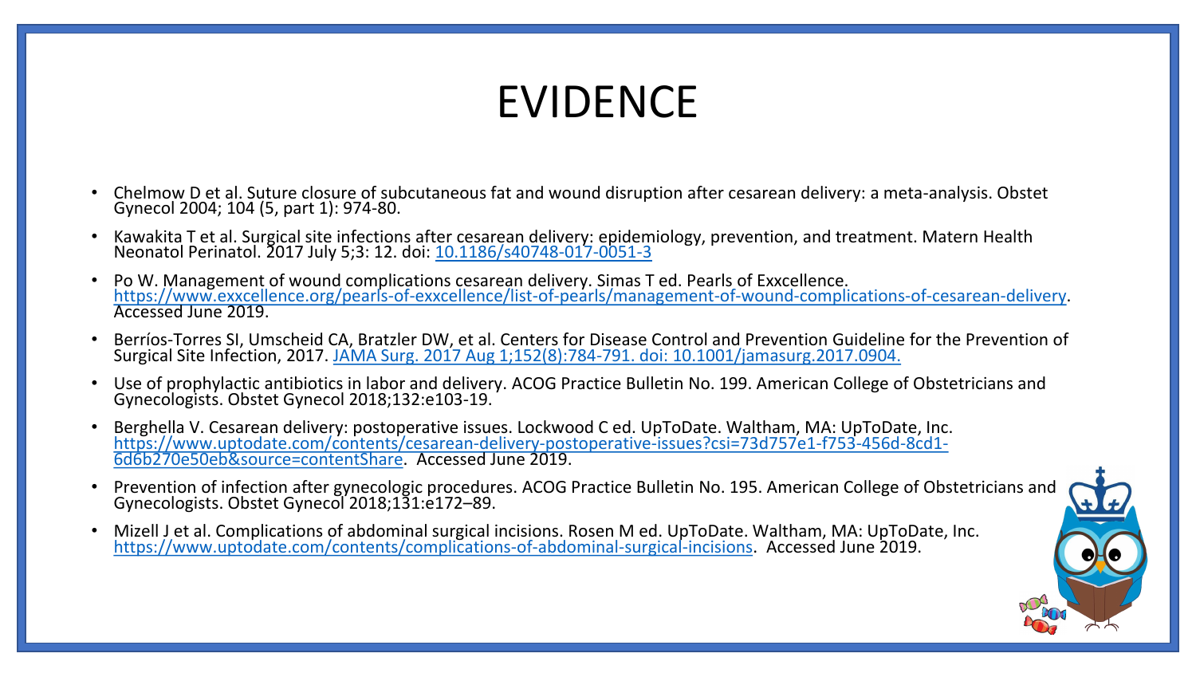# EVIDENCE

- Chelmow D et al. Suture closure of subcutaneous fat and wound disruption after cesarean delivery: a meta-analysis. Obstet Gynecol 2004; 104 (5, part 1): 974-80.
- Kawakita T et al. Surgical site infections after cesarean delivery: epidemiology, prevention, and treatment. Matern Health Neonatol Perinatol. 2017 July 5;3: 12. doi: 10.1186/s40748-017-0051-3
- Po W. Management of wound complications cesarean delivery. Simas T ed. Pearls of Exxcellence. https://www.exxcellence.org/pearls-of-exxcellence/list-of-pearls/management-of-wound-complications-of-cesarean-delivery. Accessed June 2019.
- Berríos-Torres SI, Umscheid CA, Bratzler DW, et al. Centers for Disease Control and Prevention Guideline for the Prevention of Surgical Site Infection, 2017. JAMA Surg. 2017 Aug 1;152(8):784-791. doi: 10.1001/jamasurg.2017.0904.
- Use of prophylactic antibiotics in labor and delivery. ACOG Practice Bulletin No. 199. American College of Obstetricians and Gynecologists. Obstet Gynecol 2018;132:e103-19.
- Berghella V. Cesarean delivery: postoperative issues. Lockwood C ed. UpToDate. Waltham, MA: UpToDate, Inc. https://www.uptodate.com/contents/cesarean-delivery-postoperative-issues?csi=73d757e1-f753-456d-8cd1-6d6b270e50eb&source=contentShare. Accessed June 2019.
- Prevention of infection after gynecologic procedures. ACOG Practice Bulletin No. 195. American College of Obstetricians and Gynecologists. Obstet Gynecol 2018;131:e172–89.
- Mizell J et al. Complications of abdominal surgical incisions. Rosen M ed. UpToDate. Waltham, MA: UpToDate, Inc. https://www.uptodate.com/contents/complications-of-abdominal-surgical-incisions. Accessed June 2019.